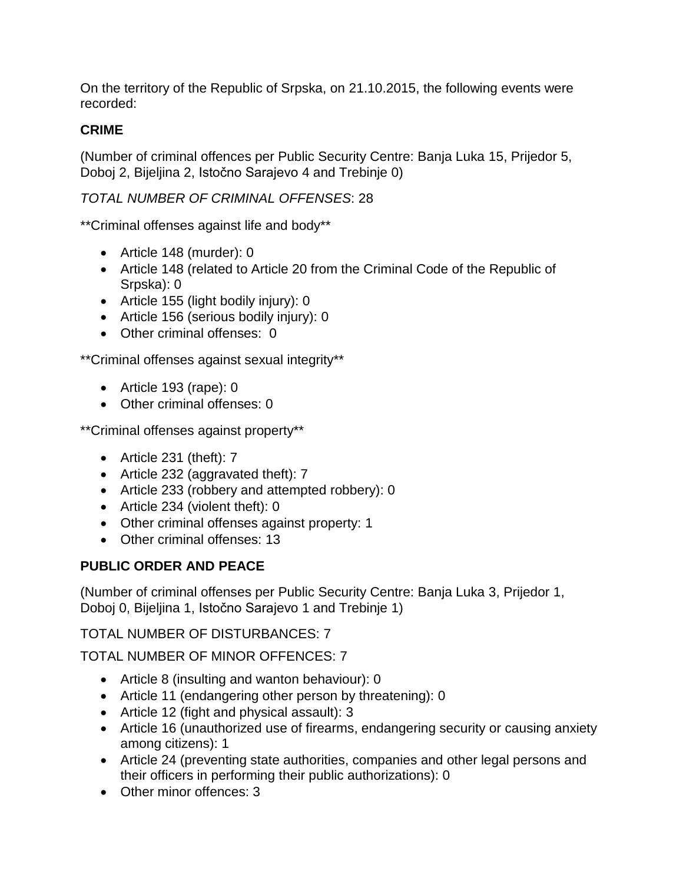On the territory of the Republic of Srpska, on 21.10.2015, the following events were recorded:

**CRIME**

(Number of criminal offences per Public Security Centre: Banja Luka 15, Prijedor 5, Doboj 2, Bijeljina 2, Istočno Sarajevo 4 and Trebinje 0)

*TOTAL NUMBER OF CRIMINAL OFFENSES*: 28

**Criminal offenses against life and body**

- Article 148 (murder): 0
- Article 148 (related to Article 20 from the Criminal Code of the Republic of Srpska): 0
- Article 155 (light bodily injury): 0
- Article 156 (serious bodily injury): 0
- Other criminal offenses: 0

**Criminal offenses against sexual integrity**

- Article 193 (rape): 0
- Other criminal offenses: 0

**Criminal offenses against property**

- Article 231 (theft): 7
- Article 232 (aggravated theft): 7
- Article 233 (robbery and attempted robbery): 0
- Article 234 (violent theft): 0
- Other criminal offenses against property: 1
- Other criminal offenses: 13

**PUBLIC ORDER AND PEACE**

(Number of criminal offenses per Public Security Centre: Banja Luka 3, Prijedor 1, Doboj 0, Bijeljina 1, Istočno Sarajevo 1 and Trebinje 1)

TOTAL NUMBER OF DISTURBANCES: 7

TOTAL NUMBER OF MINOR OFFENCES: 7

- Article 8 (insulting and wanton behaviour): 0
- Article 11 (endangering other person by threatening): 0
- Article 12 (fight and physical assault): 3
- Article 16 (unauthorized use of firearms, endangering security or causing anxiety among citizens): 1
- Article 24 (preventing state authorities, companies and other legal persons and their officers in performing their public authorizations): 0
- Other minor offences: 3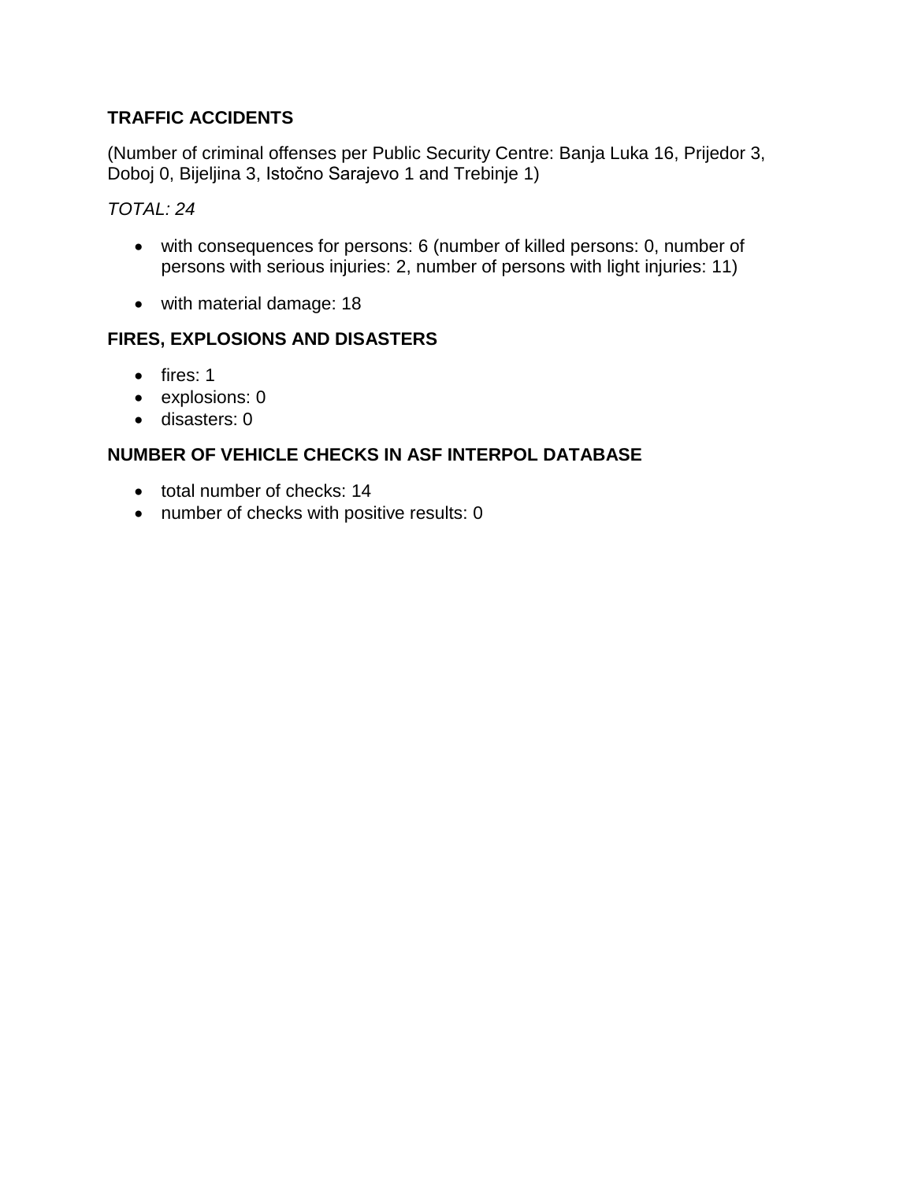## TRAFFIC ACCIDENTS

(Number of criminal offenses per Public Security Centre: Banja Luka 16, Prijedor 3, Doboj 0, Bijeljina 3, Istočno Sarajevo 1 and Trebinje 1)

*TOTAL: 24*

- with consequences for persons: 6 (number of killed persons: 0, number of persons with serious injuries: 2, number of persons with light injuries: 11)
- with material damage: 18

## FIRES, EXPLOSIONS AND DISASTERS

- fires: 1
- explosions: 0
- disasters: 0

## NUMBER OF VEHICLE CHECKS IN ASF INTERPOL DATABASE

- total number of checks: 14
- number of checks with positive results: 0